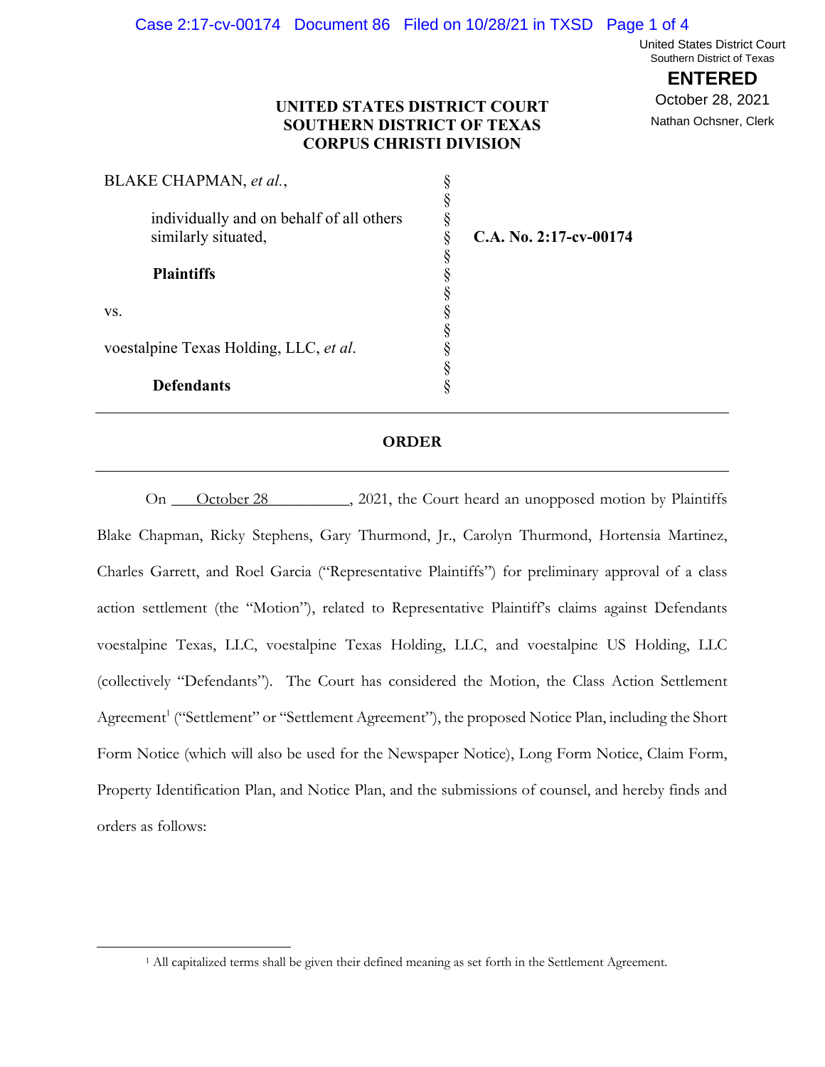United States District Court
Southern District of Texas

**ENTERED**

October 28, 2021

Nathan Ochsner, Clerk

**UNITED STATES DISTRICT COURT**
**SOUTHERN DISTRICT OF TEXAS**
**CORPUS CHRISTI DIVISION**

| | | |
|---|---|---|
| BLAKE CHAPMAN, *et al.*, | § | |
| | § | |
| individually and on behalf of all others similarly situated, | § | **C.A. No. 2:17-cv-00174** |
| | § | |
| **Plaintiffs** | § | |
| | § | |
| vs. | § | |
| | § | |
| voestalpine Texas Holding, LLC, *et al*. | § | |
| | § | |
| **Defendants** | § | |

---

**ORDER**

---

On October 28, 2021, the Court heard an unopposed motion by Plaintiffs Blake Chapman, Ricky Stephens, Gary Thurmond, Jr., Carolyn Thurmond, Hortensia Martinez, Charles Garrett, and Roel Garcia ("Representative Plaintiffs") for preliminary approval of a class action settlement (the "Motion"), related to Representative Plaintiff's claims against Defendants voestalpine Texas, LLC, voestalpine Texas Holding, LLC, and voestalpine US Holding, LLC (collectively "Defendants"). The Court has considered the Motion, the Class Action Settlement Agreement[1] ("Settlement" or "Settlement Agreement"), the proposed Notice Plan, including the Short Form Notice (which will also be used for the Newspaper Notice), Long Form Notice, Claim Form, Property Identification Plan, and Notice Plan, and the submissions of counsel, and hereby finds and orders as follows:

---

[1] All capitalized terms shall be given their defined meaning as set forth in the Settlement Agreement.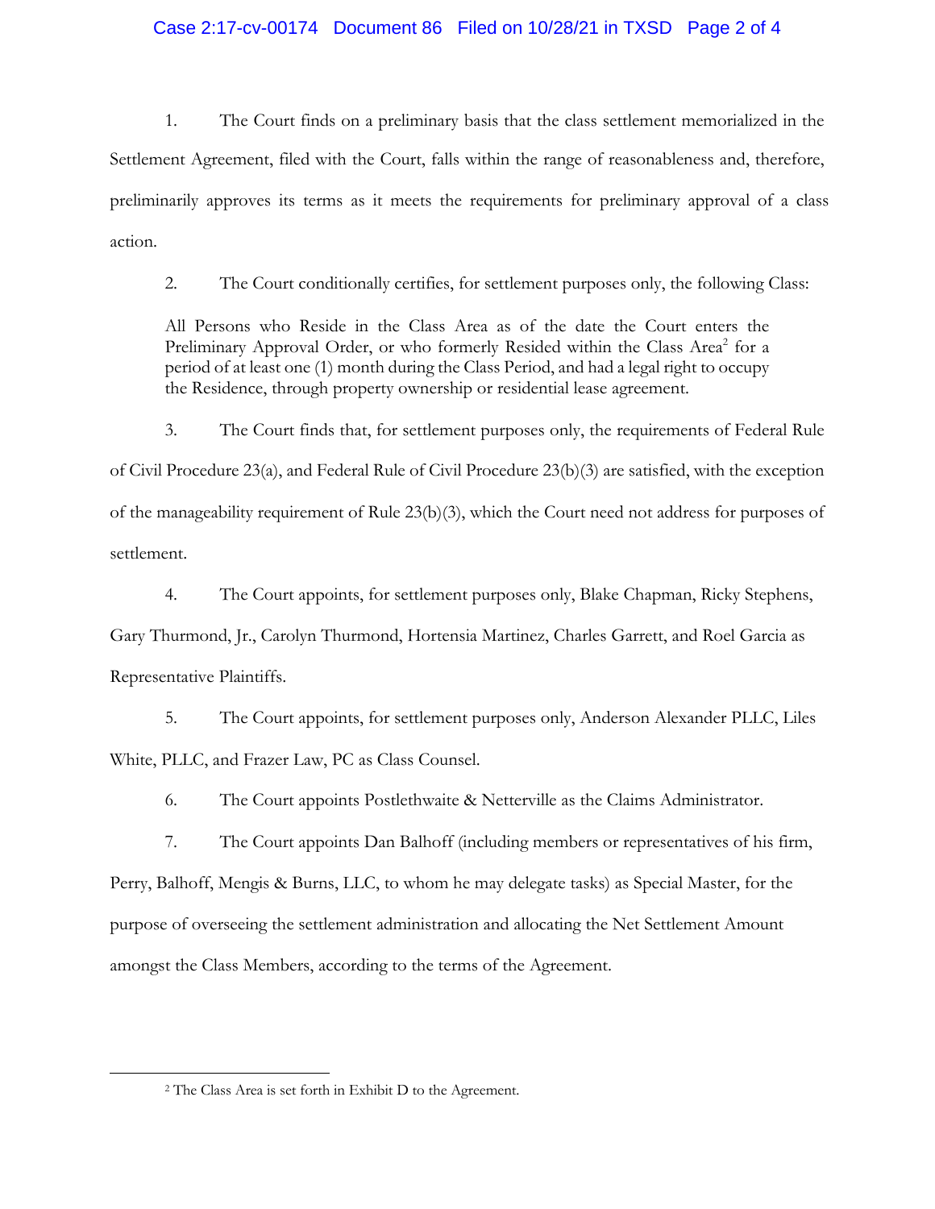1. The Court finds on a preliminary basis that the class settlement memorialized in the Settlement Agreement, filed with the Court, falls within the range of reasonableness and, therefore, preliminarily approves its terms as it meets the requirements for preliminary approval of a class action.

2. The Court conditionally certifies, for settlement purposes only, the following Class:

> All Persons who Reside in the Class Area as of the date the Court enters the Preliminary Approval Order, or who formerly Resided within the Class Area[2] for a period of at least one (1) month during the Class Period, and had a legal right to occupy the Residence, through property ownership or residential lease agreement.

3. The Court finds that, for settlement purposes only, the requirements of Federal Rule of Civil Procedure 23(a), and Federal Rule of Civil Procedure 23(b)(3) are satisfied, with the exception of the manageability requirement of Rule 23(b)(3), which the Court need not address for purposes of settlement.

4. The Court appoints, for settlement purposes only, Blake Chapman, Ricky Stephens, Gary Thurmond, Jr., Carolyn Thurmond, Hortensia Martinez, Charles Garrett, and Roel Garcia as Representative Plaintiffs.

5. The Court appoints, for settlement purposes only, Anderson Alexander PLLC, Liles White, PLLC, and Frazer Law, PC as Class Counsel.

6. The Court appoints Postlethwaite & Netterville as the Claims Administrator.

7. The Court appoints Dan Balhoff (including members or representatives of his firm, Perry, Balhoff, Mengis & Burns, LLC, to whom he may delegate tasks) as Special Master, for the purpose of overseeing the settlement administration and allocating the Net Settlement Amount amongst the Class Members, according to the terms of the Agreement.

---

[2] The Class Area is set forth in Exhibit D to the Agreement.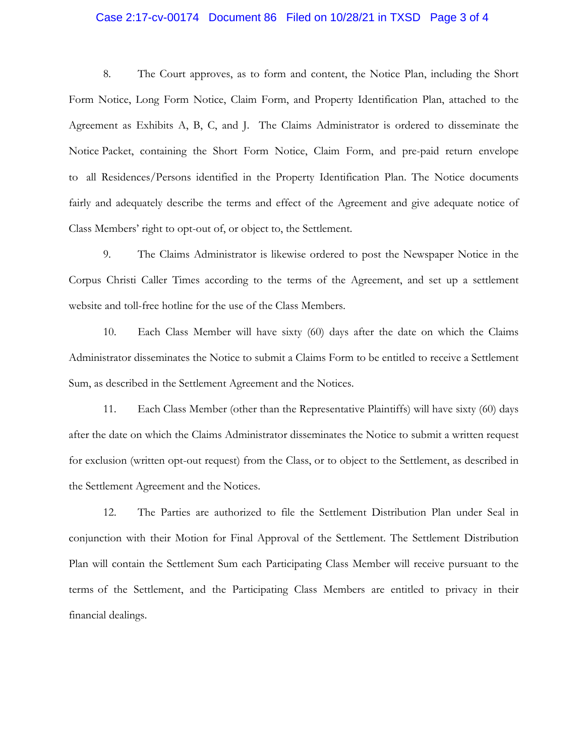8. The Court approves, as to form and content, the Notice Plan, including the Short Form Notice, Long Form Notice, Claim Form, and Property Identification Plan, attached to the Agreement as Exhibits A, B, C, and J. The Claims Administrator is ordered to disseminate the Notice Packet, containing the Short Form Notice, Claim Form, and pre-paid return envelope to all Residences/Persons identified in the Property Identification Plan. The Notice documents fairly and adequately describe the terms and effect of the Agreement and give adequate notice of Class Members' right to opt-out of, or object to, the Settlement.

9. The Claims Administrator is likewise ordered to post the Newspaper Notice in the Corpus Christi Caller Times according to the terms of the Agreement, and set up a settlement website and toll-free hotline for the use of the Class Members.

10. Each Class Member will have sixty (60) days after the date on which the Claims Administrator disseminates the Notice to submit a Claims Form to be entitled to receive a Settlement Sum, as described in the Settlement Agreement and the Notices.

11. Each Class Member (other than the Representative Plaintiffs) will have sixty (60) days after the date on which the Claims Administrator disseminates the Notice to submit a written request for exclusion (written opt-out request) from the Class, or to object to the Settlement, as described in the Settlement Agreement and the Notices.

12. The Parties are authorized to file the Settlement Distribution Plan under Seal in conjunction with their Motion for Final Approval of the Settlement. The Settlement Distribution Plan will contain the Settlement Sum each Participating Class Member will receive pursuant to the terms of the Settlement, and the Participating Class Members are entitled to privacy in their financial dealings.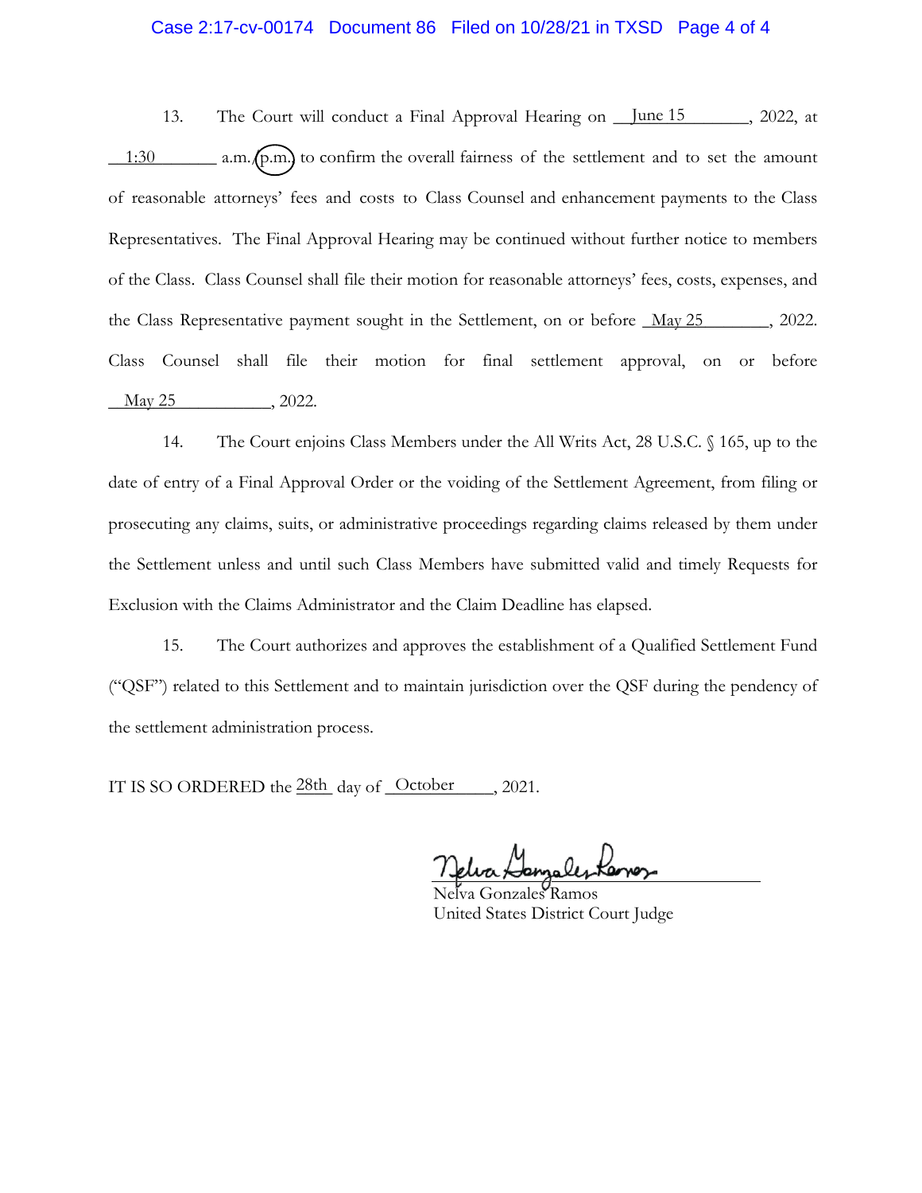13. The Court will conduct a Final Approval Hearing on June 15, 2022, at 1:30 a.m./p.m. to confirm the overall fairness of the settlement and to set the amount of reasonable attorneys' fees and costs to Class Counsel and enhancement payments to the Class Representatives. The Final Approval Hearing may be continued without further notice to members of the Class. Class Counsel shall file their motion for reasonable attorneys' fees, costs, expenses, and the Class Representative payment sought in the Settlement, on or before May 25, 2022. Class Counsel shall file their motion for final settlement approval, on or before May 25, 2022.

14. The Court enjoins Class Members under the All Writs Act, 28 U.S.C. § 165, up to the date of entry of a Final Approval Order or the voiding of the Settlement Agreement, from filing or prosecuting any claims, suits, or administrative proceedings regarding claims released by them under the Settlement unless and until such Class Members have submitted valid and timely Requests for Exclusion with the Claims Administrator and the Claim Deadline has elapsed.

15. The Court authorizes and approves the establishment of a Qualified Settlement Fund ("QSF") related to this Settlement and to maintain jurisdiction over the QSF during the pendency of the settlement administration process.

IT IS SO ORDERED the 28th day of October, 2021.

Nelva Gonzales Ramos
United States District Court Judge